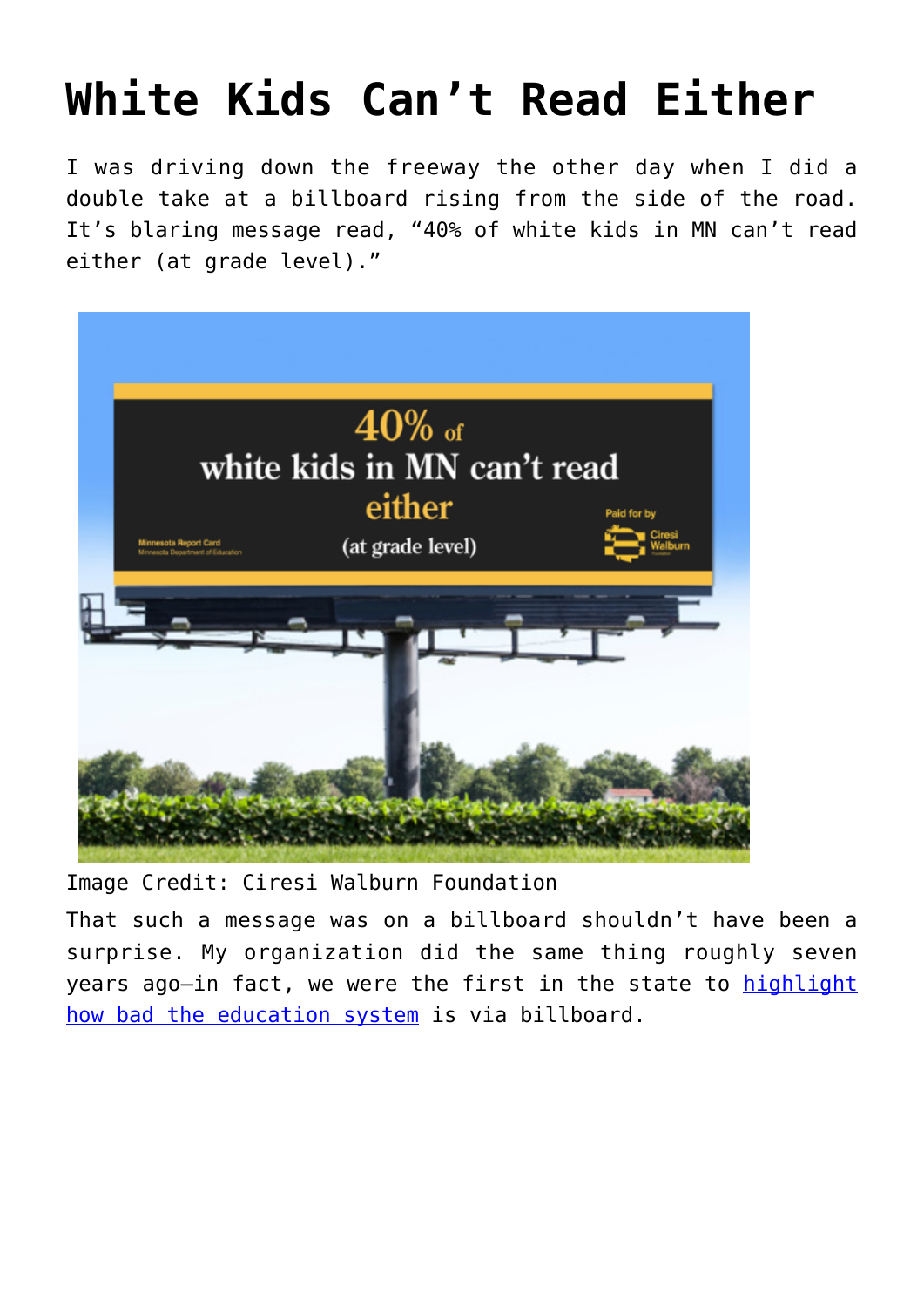# White Kids Can't Read Either

I was driving down the freeway the other day when I did a double take at a billboard rising from the side of the road. It's blaring message read, "40% of white kids in MN can't read either (at grade level)."

Image Credit: Ciresi Walburn Foundation

That such a message was on a billboard shouldn't have been a surprise. My organization did the same thing roughly seven years ago—in fact, we were the first in the state to highlight how bad the education system is via billboard.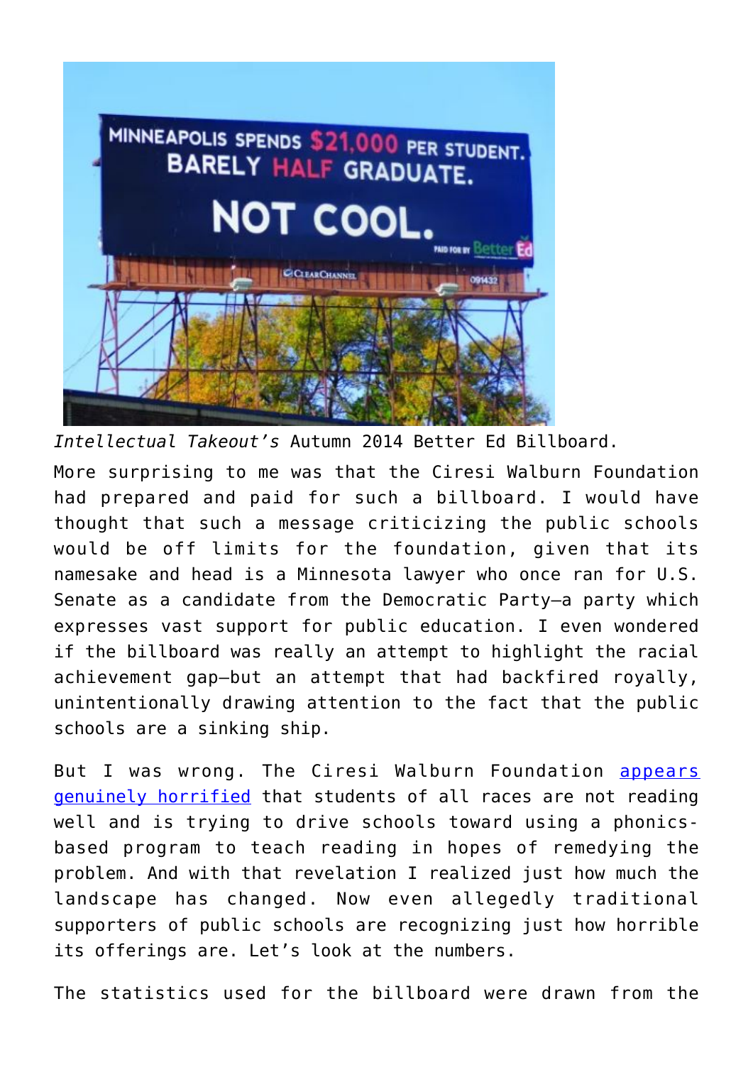*Intellectual Takeout's* Autumn 2014 Better Ed Billboard.

More surprising to me was that the Ciresi Walburn Foundation had prepared and paid for such a billboard. I would have thought that such a message criticizing the public schools would be off limits for the foundation, given that its namesake and head is a Minnesota lawyer who once ran for U.S. Senate as a candidate from the Democratic Party—a party which expresses vast support for public education. I even wondered if the billboard was really an attempt to highlight the racial achievement gap—but an attempt that had backfired royally, unintentionally drawing attention to the fact that the public schools are a sinking ship.

But I was wrong. The Ciresi Walburn Foundation [appears genuinely horrified]() that students of all races are not reading well and is trying to drive schools toward using a phonics-based program to teach reading in hopes of remedying the problem. And with that revelation I realized just how much the landscape has changed. Now even allegedly traditional supporters of public schools are recognizing just how horrible its offerings are. Let's look at the numbers.

The statistics used for the billboard were drawn from the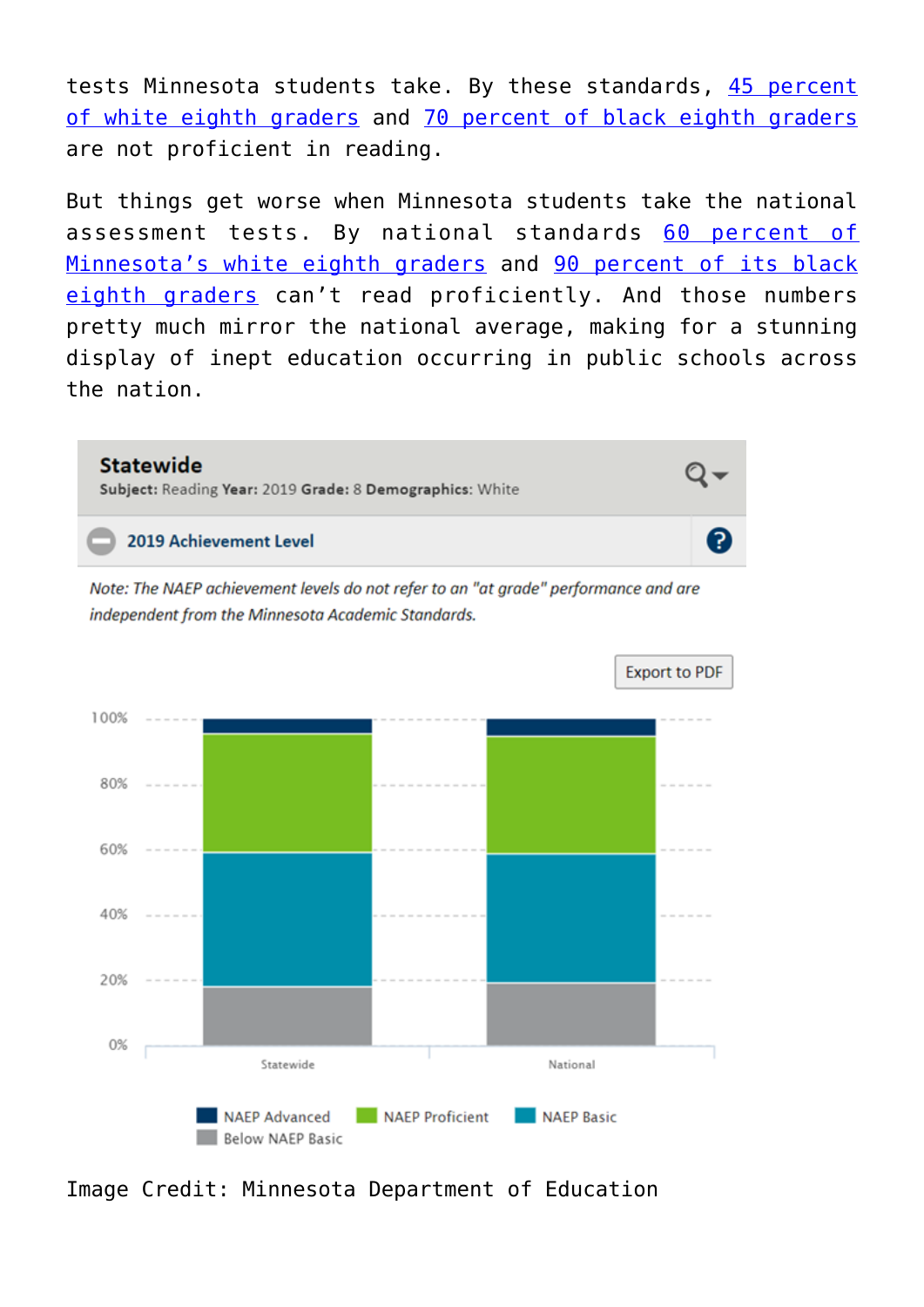tests Minnesota students take. By these standards, 45 percent of white eighth graders and 70 percent of black eighth graders are not proficient in reading.

But things get worse when Minnesota students take the national assessment tests. By national standards 60 percent of Minnesota's white eighth graders and 90 percent of its black eighth graders can't read proficiently. And those numbers pretty much mirror the national average, making for a stunning display of inept education occurring in public schools across the nation.

**Statewide**

**Subject:** Reading **Year:** 2019 **Grade:** 8 **Demographics:** White

**2019 Achievement Level**

*Note: The NAEP achievement levels do not refer to an "at grade" performance and are independent from the Minnesota Academic Standards.*

Export to PDF

100%
80%
60%
40%
20%
0%

Statewide National

NAEP Advanced NAEP Proficient NAEP Basic Below NAEP Basic

Image Credit: Minnesota Department of Education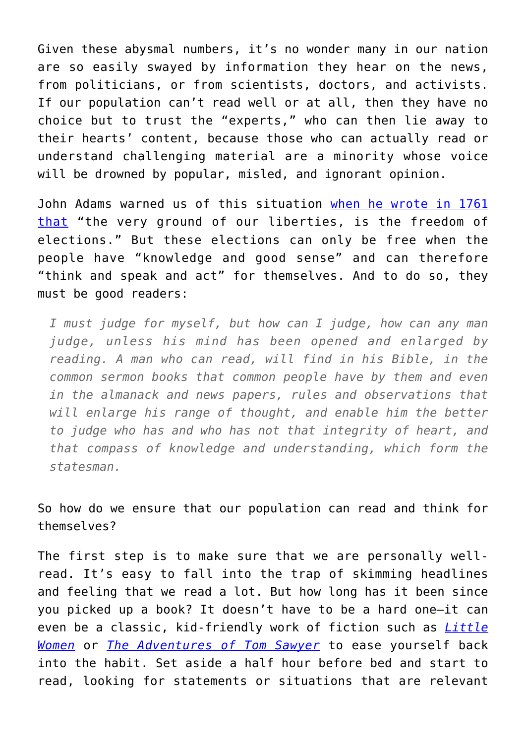Given these abysmal numbers, it's no wonder many in our nation are so easily swayed by information they hear on the news, from politicians, or from scientists, doctors, and activists. If our population can't read well or at all, then they have no choice but to trust the "experts," who can then lie away to their hearts' content, because those who can actually read or understand challenging material are a minority whose voice will be drowned by popular, misled, and ignorant opinion.

John Adams warned us of this situation [when he wrote in 1761 that](#) "the very ground of our liberties, is the freedom of elections." But these elections can only be free when the people have "knowledge and good sense" and can therefore "think and speak and act" for themselves. And to do so, they must be good readers:

> *I must judge for myself, but how can I judge, how can any man judge, unless his mind has been opened and enlarged by reading. A man who can read, will find in his Bible, in the common sermon books that common people have by them and even in the almanack and news papers, rules and observations that will enlarge his range of thought, and enable him the better to judge who has and who has not that integrity of heart, and that compass of knowledge and understanding, which form the statesman.*

So how do we ensure that our population can read and think for themselves?

The first step is to make sure that we are personally well-read. It's easy to fall into the trap of skimming headlines and feeling that we read a lot. But how long has it been since you picked up a book? It doesn't have to be a hard one—it can even be a classic, kid-friendly work of fiction such as [*Little Women*](#) or [*The Adventures of Tom Sawyer*](#) to ease yourself back into the habit. Set aside a half hour before bed and start to read, looking for statements or situations that are relevant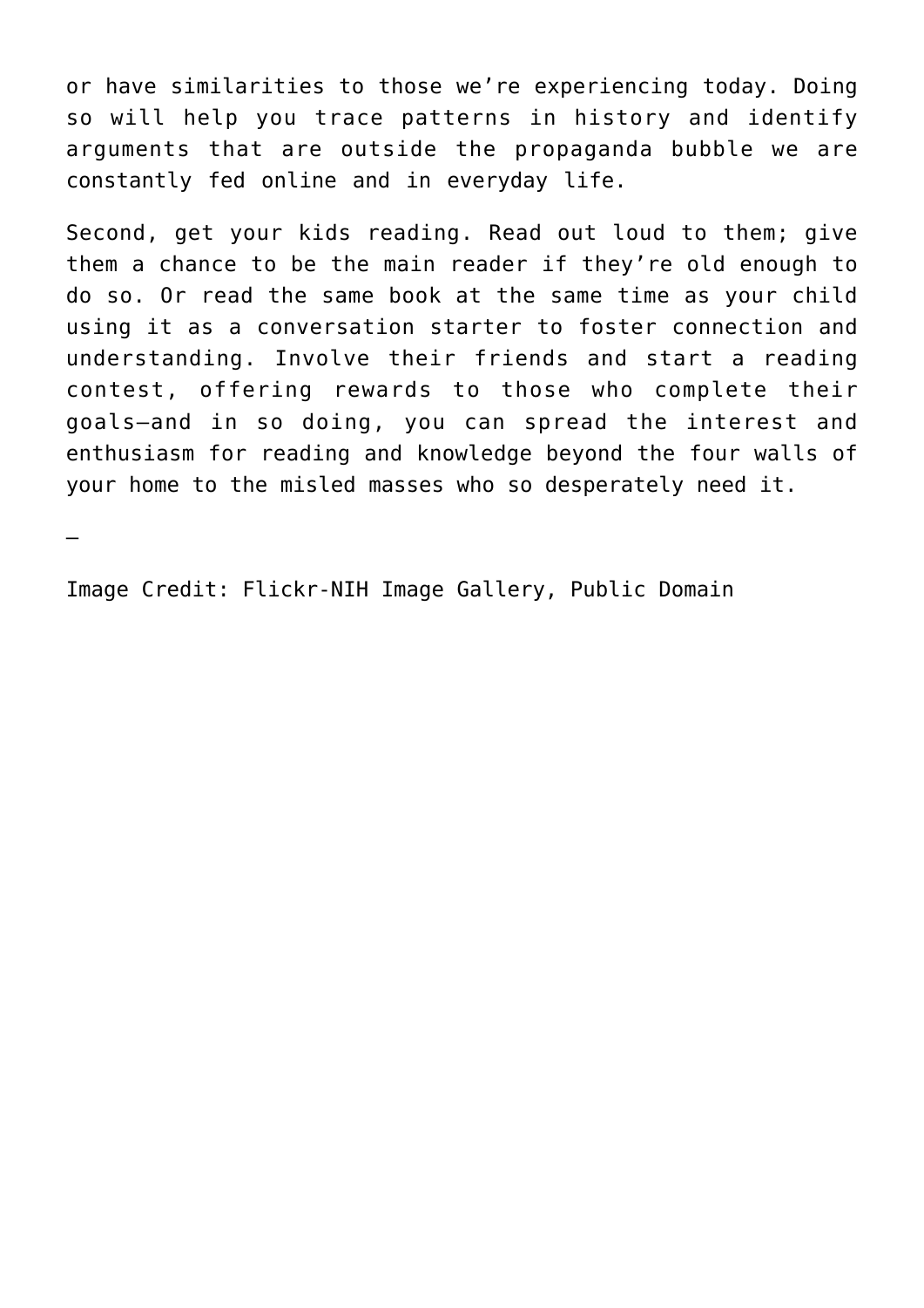or have similarities to those we're experiencing today. Doing so will help you trace patterns in history and identify arguments that are outside the propaganda bubble we are constantly fed online and in everyday life.

Second, get your kids reading. Read out loud to them; give them a chance to be the main reader if they're old enough to do so. Or read the same book at the same time as your child using it as a conversation starter to foster connection and understanding. Involve their friends and start a reading contest, offering rewards to those who complete their goals—and in so doing, you can spread the interest and enthusiasm for reading and knowledge beyond the four walls of your home to the misled masses who so desperately need it.

—

Image Credit: Flickr-NIH Image Gallery, Public Domain